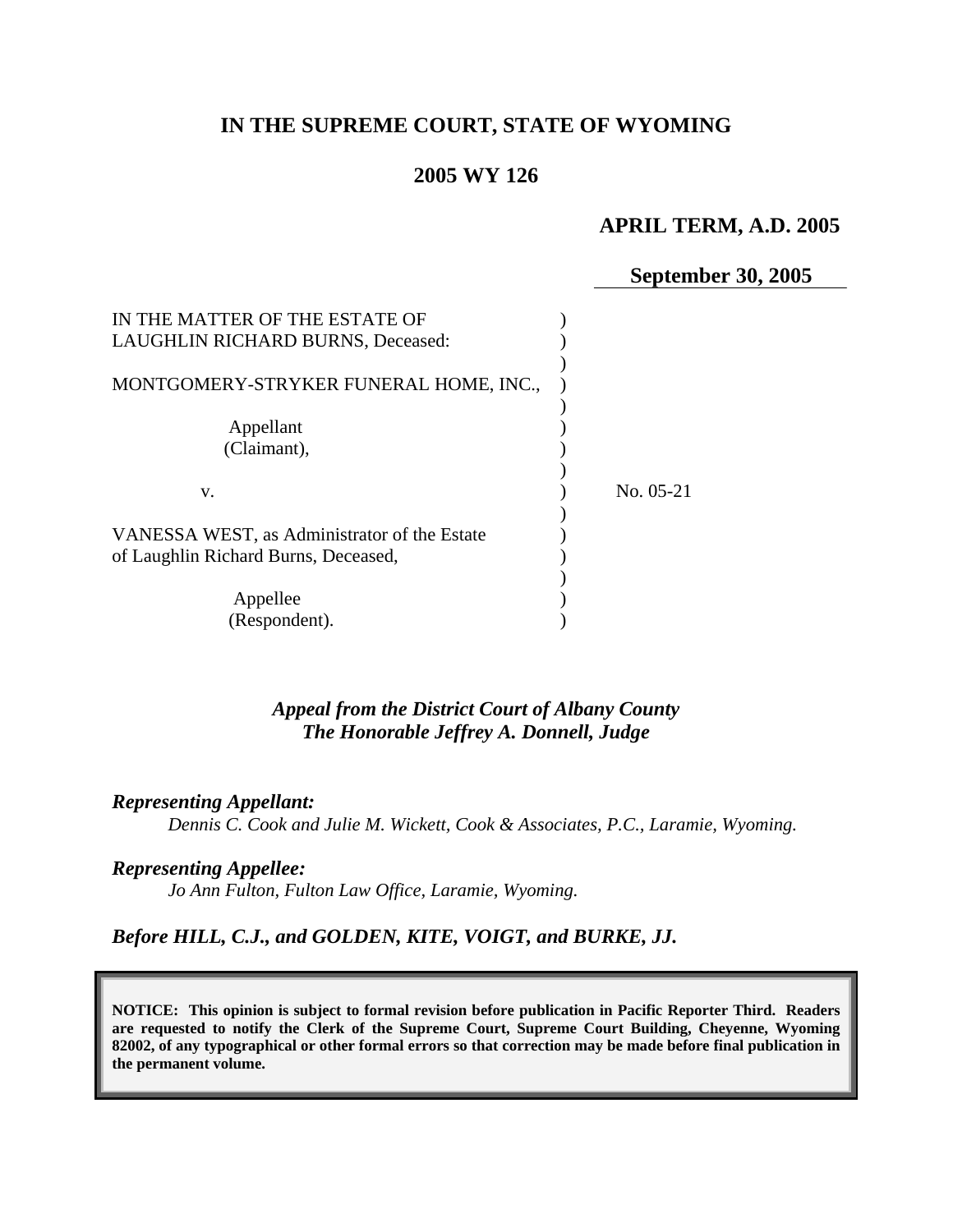# IN THE SUPREME COURT, STATE OF WYOMING

## 2005 WY 126

**APRIL TERM, A.D. 2005**

**September 30, 2005**

IN THE MATTER OF THE ESTATE OF LAUGHLIN RICHARD BURNS, Deceased:

MONTGOMERY-STRYKER FUNERAL HOME, INC.,

Appellant (Claimant),

v.

VANESSA WEST, as Administrator of the Estate of Laughlin Richard Burns, Deceased,

Appellee (Respondent).

No. 05-21

*Appeal from the District Court of Albany County*
*The Honorable Jeffrey A. Donnell, Judge*

***Representing Appellant:***
*Dennis C. Cook and Julie M. Wickett, Cook & Associates, P.C., Laramie, Wyoming.*

***Representing Appellee:***
*Jo Ann Fulton, Fulton Law Office, Laramie, Wyoming.*

***Before HILL, C.J., and GOLDEN, KITE, VOIGT, and BURKE, JJ.***

**NOTICE: This opinion is subject to formal revision before publication in Pacific Reporter Third. Readers are requested to notify the Clerk of the Supreme Court, Supreme Court Building, Cheyenne, Wyoming 82002, of any typographical or other formal errors so that correction may be made before final publication in the permanent volume.**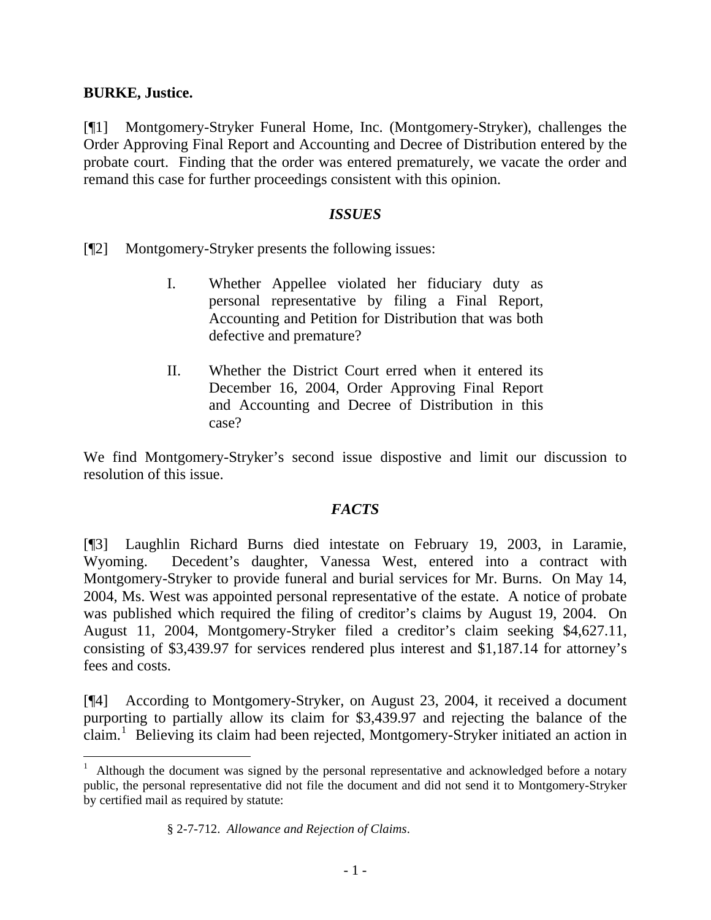**BURKE, Justice.**

[¶1] Montgomery-Stryker Funeral Home, Inc. (Montgomery-Stryker), challenges the Order Approving Final Report and Accounting and Decree of Distribution entered by the probate court. Finding that the order was entered prematurely, we vacate the order and remand this case for further proceedings consistent with this opinion.

### *ISSUES*

[¶2] Montgomery-Stryker presents the following issues:

> I. Whether Appellee violated her fiduciary duty as personal representative by filing a Final Report, Accounting and Petition for Distribution that was both defective and premature?
>
> II. Whether the District Court erred when it entered its December 16, 2004, Order Approving Final Report and Accounting and Decree of Distribution in this case?

We find Montgomery-Stryker's second issue dispositive and limit our discussion to resolution of this issue.

### *FACTS*

[¶3] Laughlin Richard Burns died intestate on February 19, 2003, in Laramie, Wyoming. Decedent's daughter, Vanessa West, entered into a contract with Montgomery-Stryker to provide funeral and burial services for Mr. Burns. On May 14, 2004, Ms. West was appointed personal representative of the estate. A notice of probate was published which required the filing of creditor's claims by August 19, 2004. On August 11, 2004, Montgomery-Stryker filed a creditor's claim seeking $4,627.11, consisting of $3,439.97 for services rendered plus interest and $1,187.14 for attorney's fees and costs.

[¶4] According to Montgomery-Stryker, on August 23, 2004, it received a document purporting to partially allow its claim for $3,439.97 and rejecting the balance of the claim.[1] Believing its claim had been rejected, Montgomery-Stryker initiated an action in

---

[1] Although the document was signed by the personal representative and acknowledged before a notary public, the personal representative did not file the document and did not send it to Montgomery-Stryker by certified mail as required by statute:

> § 2-7-712. *Allowance and Rejection of Claims*.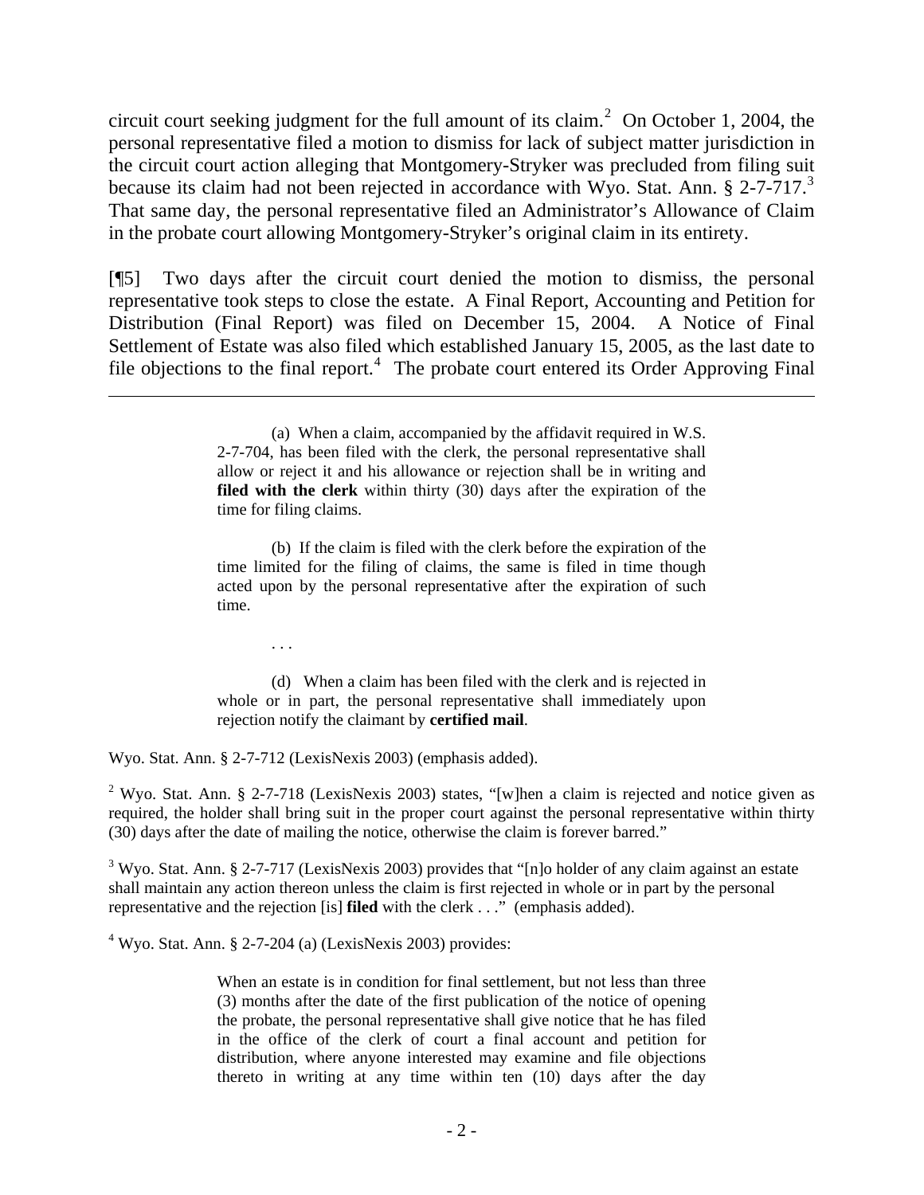circuit court seeking judgment for the full amount of its claim.[2] On October 1, 2004, the personal representative filed a motion to dismiss for lack of subject matter jurisdiction in the circuit court action alleging that Montgomery-Stryker was precluded from filing suit because its claim had not been rejected in accordance with Wyo. Stat. Ann. § 2-7-717.[3] That same day, the personal representative filed an Administrator's Allowance of Claim in the probate court allowing Montgomery-Stryker's original claim in its entirety.

[¶5] Two days after the circuit court denied the motion to dismiss, the personal representative took steps to close the estate. A Final Report, Accounting and Petition for Distribution (Final Report) was filed on December 15, 2004. A Notice of Final Settlement of Estate was also filed which established January 15, 2005, as the last date to file objections to the final report.[4] The probate court entered its Order Approving Final

---

> (a) When a claim, accompanied by the affidavit required in W.S. 2-7-704, has been filed with the clerk, the personal representative shall allow or reject it and his allowance or rejection shall be in writing and **filed with the clerk** within thirty (30) days after the expiration of the time for filing claims.
>
> (b) If the claim is filed with the clerk before the expiration of the time limited for the filing of claims, the same is filed in time though acted upon by the personal representative after the expiration of such time.
>
> . . .
>
> (d) When a claim has been filed with the clerk and is rejected in whole or in part, the personal representative shall immediately upon rejection notify the claimant by **certified mail**.

Wyo. Stat. Ann. § 2-7-712 (LexisNexis 2003) (emphasis added).

[2] Wyo. Stat. Ann. § 2-7-718 (LexisNexis 2003) states, "[w]hen a claim is rejected and notice given as required, the holder shall bring suit in the proper court against the personal representative within thirty (30) days after the date of mailing the notice, otherwise the claim is forever barred."

[3] Wyo. Stat. Ann. § 2-7-717 (LexisNexis 2003) provides that "[n]o holder of any claim against an estate shall maintain any action thereon unless the claim is first rejected in whole or in part by the personal representative and the rejection [is] **filed** with the clerk . . ." (emphasis added).

[4] Wyo. Stat. Ann. § 2-7-204 (a) (LexisNexis 2003) provides:

> When an estate is in condition for final settlement, but not less than three (3) months after the date of the first publication of the notice of opening the probate, the personal representative shall give notice that he has filed in the office of the clerk of court a final account and petition for distribution, where anyone interested may examine and file objections thereto in writing at any time within ten (10) days after the day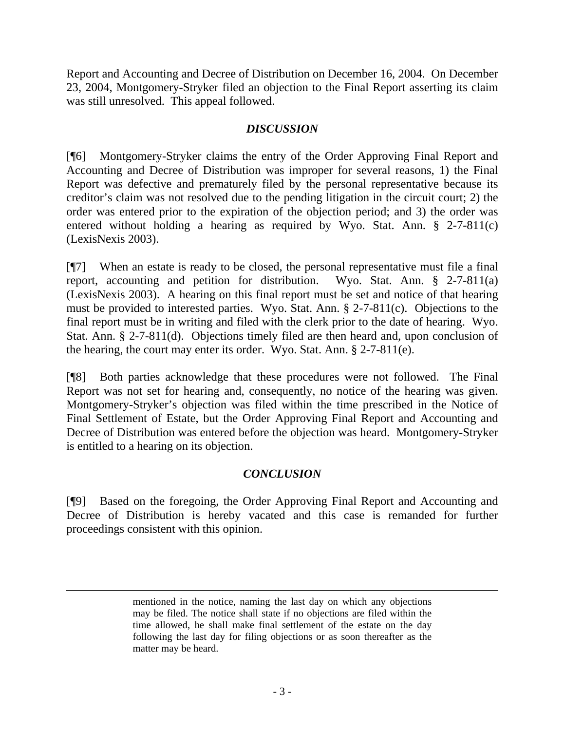Report and Accounting and Decree of Distribution on December 16, 2004. On December 23, 2004, Montgomery-Stryker filed an objection to the Final Report asserting its claim was still unresolved. This appeal followed.

## *DISCUSSION*

[¶6] Montgomery-Stryker claims the entry of the Order Approving Final Report and Accounting and Decree of Distribution was improper for several reasons, 1) the Final Report was defective and prematurely filed by the personal representative because its creditor's claim was not resolved due to the pending litigation in the circuit court; 2) the order was entered prior to the expiration of the objection period; and 3) the order was entered without holding a hearing as required by Wyo. Stat. Ann. § 2-7-811(c) (LexisNexis 2003).

[¶7] When an estate is ready to be closed, the personal representative must file a final report, accounting and petition for distribution. Wyo. Stat. Ann. § 2-7-811(a) (LexisNexis 2003). A hearing on this final report must be set and notice of that hearing must be provided to interested parties. Wyo. Stat. Ann. § 2-7-811(c). Objections to the final report must be in writing and filed with the clerk prior to the date of hearing. Wyo. Stat. Ann. § 2-7-811(d). Objections timely filed are then heard and, upon conclusion of the hearing, the court may enter its order. Wyo. Stat. Ann. § 2-7-811(e).

[¶8] Both parties acknowledge that these procedures were not followed. The Final Report was not set for hearing and, consequently, no notice of the hearing was given. Montgomery-Stryker's objection was filed within the time prescribed in the Notice of Final Settlement of Estate, but the Order Approving Final Report and Accounting and Decree of Distribution was entered before the objection was heard. Montgomery-Stryker is entitled to a hearing on its objection.

## *CONCLUSION*

[¶9] Based on the foregoing, the Order Approving Final Report and Accounting and Decree of Distribution is hereby vacated and this case is remanded for further proceedings consistent with this opinion.

---

> mentioned in the notice, naming the last day on which any objections may be filed. The notice shall state if no objections are filed within the time allowed, he shall make final settlement of the estate on the day following the last day for filing objections or as soon thereafter as the matter may be heard.